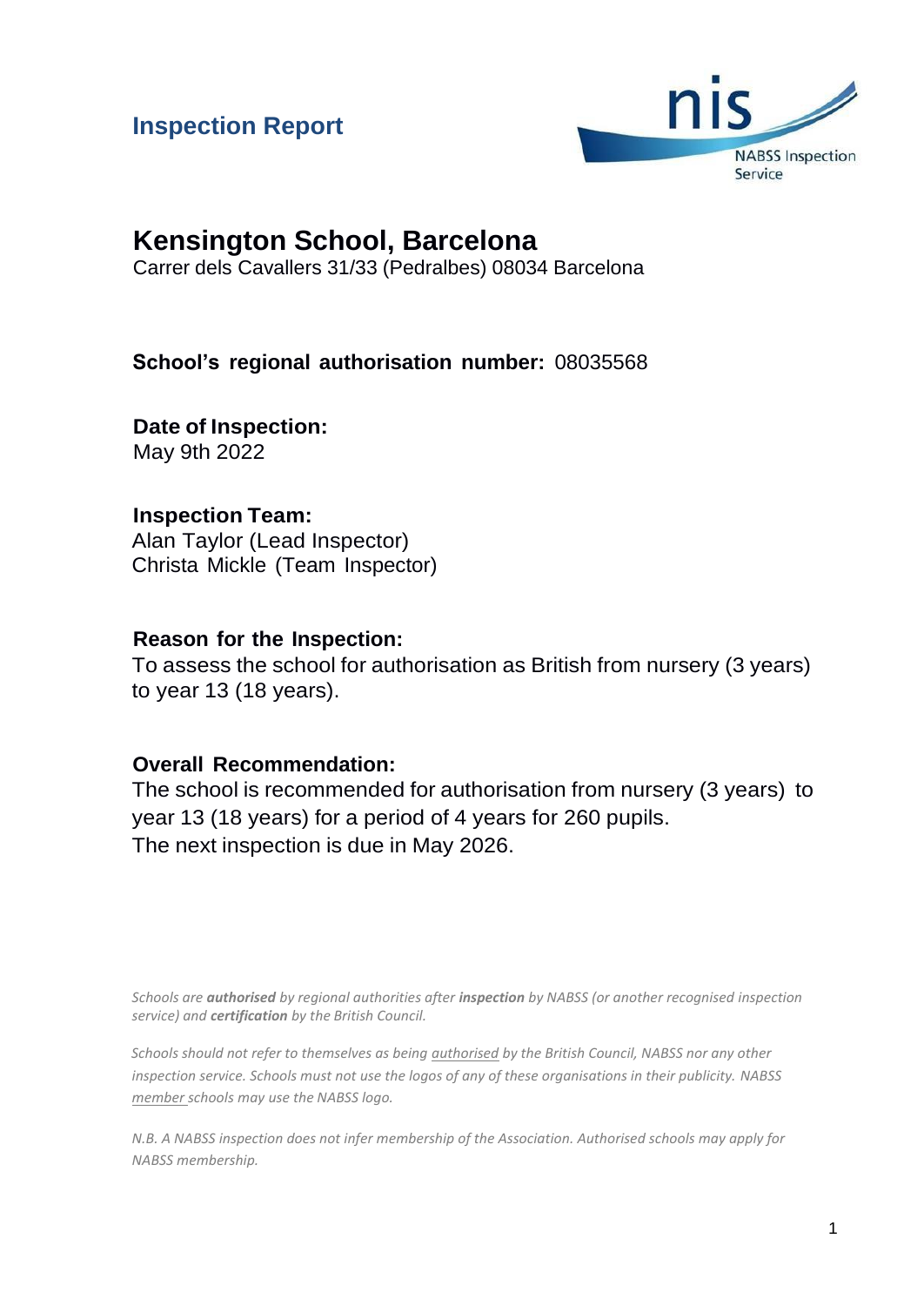# Inspection Report

nis
NABSS Inspection Service

## Kensington School, Barcelona

Carrer dels Cavallers 31/33 (Pedralbes) 08034 Barcelona

**School's regional authorisation number:** 08035568

**Date of Inspection:**
May 9th 2022

**Inspection Team:**
Alan Taylor (Lead Inspector)
Christa Mickle (Team Inspector)

**Reason for the Inspection:**
To assess the school for authorisation as British from nursery (3 years) to year 13 (18 years).

**Overall Recommendation:**
The school is recommended for authorisation from nursery (3 years) to year 13 (18 years) for a period of 4 years for 260 pupils.
The next inspection is due in May 2026.

*Schools are **authorised** by regional authorities after **inspection** by NABSS (or another recognised inspection service) and **certification** by the British Council.*

*Schools should not refer to themselves as being authorised by the British Council, NABSS nor any other inspection service. Schools must not use the logos of any of these organisations in their publicity. NABSS member schools may use the NABSS logo.*

*N.B. A NABSS inspection does not infer membership of the Association. Authorised schools may apply for NABSS membership.*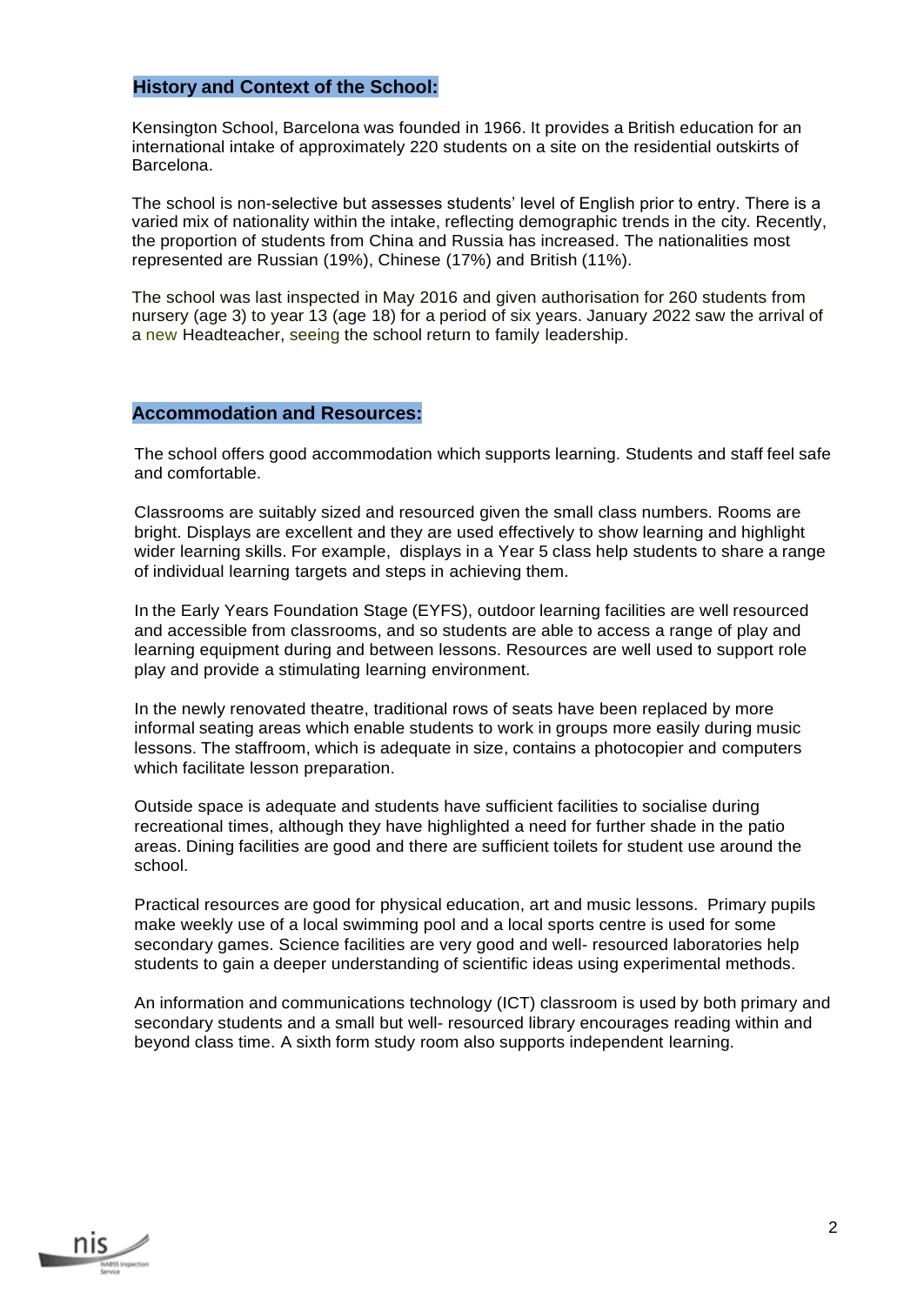## History and Context of the School:

Kensington School, Barcelona was founded in 1966. It provides a British education for an international intake of approximately 220 students on a site on the residential outskirts of Barcelona.

The school is non-selective but assesses students' level of English prior to entry. There is a varied mix of nationality within the intake, reflecting demographic trends in the city. Recently, the proportion of students from China and Russia has increased. The nationalities most represented are Russian (19%), Chinese (17%) and British (11%).

The school was last inspected in May 2016 and given authorisation for 260 students from nursery (age 3) to year 13 (age 18) for a period of six years. January 2022 saw the arrival of a new Headteacher, seeing the school return to family leadership.

## Accommodation and Resources:

The school offers good accommodation which supports learning. Students and staff feel safe and comfortable.

Classrooms are suitably sized and resourced given the small class numbers. Rooms are bright. Displays are excellent and they are used effectively to show learning and highlight wider learning skills. For example, displays in a Year 5 class help students to share a range of individual learning targets and steps in achieving them.

In the Early Years Foundation Stage (EYFS), outdoor learning facilities are well resourced and accessible from classrooms, and so students are able to access a range of play and learning equipment during and between lessons. Resources are well used to support role play and provide a stimulating learning environment.

In the newly renovated theatre, traditional rows of seats have been replaced by more informal seating areas which enable students to work in groups more easily during music lessons. The staffroom, which is adequate in size, contains a photocopier and computers which facilitate lesson preparation.

Outside space is adequate and students have sufficient facilities to socialise during recreational times, although they have highlighted a need for further shade in the patio areas. Dining facilities are good and there are sufficient toilets for student use around the school.

Practical resources are good for physical education, art and music lessons. Primary pupils make weekly use of a local swimming pool and a local sports centre is used for some secondary games. Science facilities are very good and well- resourced laboratories help students to gain a deeper understanding of scientific ideas using experimental methods.

An information and communications technology (ICT) classroom is used by both primary and secondary students and a small but well- resourced library encourages reading within and beyond class time. A sixth form study room also supports independent learning.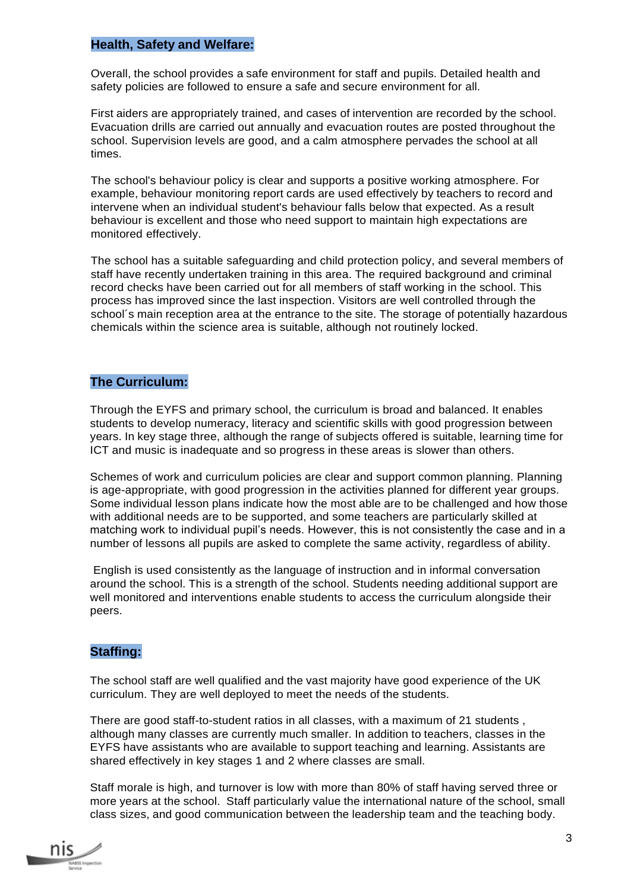## Health, Safety and Welfare:

Overall, the school provides a safe environment for staff and pupils. Detailed health and safety policies are followed to ensure a safe and secure environment for all.

First aiders are appropriately trained, and cases of intervention are recorded by the school. Evacuation drills are carried out annually and evacuation routes are posted throughout the school. Supervision levels are good, and a calm atmosphere pervades the school at all times.

The school's behaviour policy is clear and supports a positive working atmosphere. For example, behaviour monitoring report cards are used effectively by teachers to record and intervene when an individual student's behaviour falls below that expected. As a result behaviour is excellent and those who need support to maintain high expectations are monitored effectively.

The school has a suitable safeguarding and child protection policy, and several members of staff have recently undertaken training in this area. The required background and criminal record checks have been carried out for all members of staff working in the school. This process has improved since the last inspection. Visitors are well controlled through the school´s main reception area at the entrance to the site. The storage of potentially hazardous chemicals within the science area is suitable, although not routinely locked.

## The Curriculum:

Through the EYFS and primary school, the curriculum is broad and balanced. It enables students to develop numeracy, literacy and scientific skills with good progression between years. In key stage three, although the range of subjects offered is suitable, learning time for ICT and music is inadequate and so progress in these areas is slower than others.

Schemes of work and curriculum policies are clear and support common planning. Planning is age-appropriate, with good progression in the activities planned for different year groups. Some individual lesson plans indicate how the most able are to be challenged and how those with additional needs are to be supported, and some teachers are particularly skilled at matching work to individual pupil's needs. However, this is not consistently the case and in a number of lessons all pupils are asked to complete the same activity, regardless of ability.

English is used consistently as the language of instruction and in informal conversation around the school. This is a strength of the school. Students needing additional support are well monitored and interventions enable students to access the curriculum alongside their peers.

## Staffing:

The school staff are well qualified and the vast majority have good experience of the UK curriculum. They are well deployed to meet the needs of the students.

There are good staff-to-student ratios in all classes, with a maximum of 21 students , although many classes are currently much smaller. In addition to teachers, classes in the EYFS have assistants who are available to support teaching and learning. Assistants are shared effectively in key stages 1 and 2 where classes are small.

Staff morale is high, and turnover is low with more than 80% of staff having served three or more years at the school. Staff particularly value the international nature of the school, small class sizes, and good communication between the leadership team and the teaching body.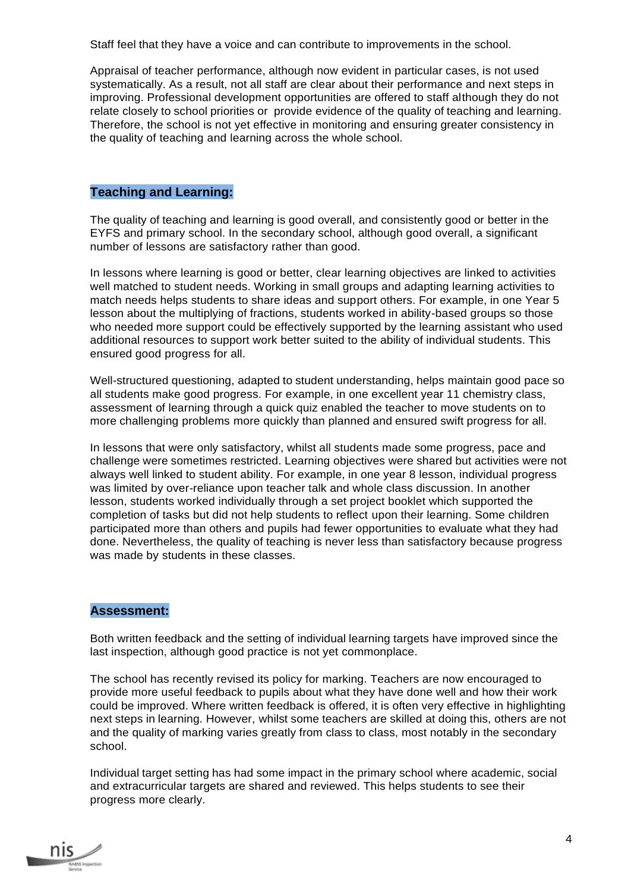Staff feel that they have a voice and can contribute to improvements in the school.

Appraisal of teacher performance, although now evident in particular cases, is not used systematically. As a result, not all staff are clear about their performance and next steps in improving. Professional development opportunities are offered to staff although they do not relate closely to school priorities or provide evidence of the quality of teaching and learning. Therefore, the school is not yet effective in monitoring and ensuring greater consistency in the quality of teaching and learning across the whole school.

## Teaching and Learning:

The quality of teaching and learning is good overall, and consistently good or better in the EYFS and primary school. In the secondary school, although good overall, a significant number of lessons are satisfactory rather than good.

In lessons where learning is good or better, clear learning objectives are linked to activities well matched to student needs. Working in small groups and adapting learning activities to match needs helps students to share ideas and support others. For example, in one Year 5 lesson about the multiplying of fractions, students worked in ability-based groups so those who needed more support could be effectively supported by the learning assistant who used additional resources to support work better suited to the ability of individual students. This ensured good progress for all.

Well-structured questioning, adapted to student understanding, helps maintain good pace so all students make good progress. For example, in one excellent year 11 chemistry class, assessment of learning through a quick quiz enabled the teacher to move students on to more challenging problems more quickly than planned and ensured swift progress for all.

In lessons that were only satisfactory, whilst all students made some progress, pace and challenge were sometimes restricted. Learning objectives were shared but activities were not always well linked to student ability. For example, in one year 8 lesson, individual progress was limited by over-reliance upon teacher talk and whole class discussion. In another lesson, students worked individually through a set project booklet which supported the completion of tasks but did not help students to reflect upon their learning. Some children participated more than others and pupils had fewer opportunities to evaluate what they had done. Nevertheless, the quality of teaching is never less than satisfactory because progress was made by students in these classes.

## Assessment:

Both written feedback and the setting of individual learning targets have improved since the last inspection, although good practice is not yet commonplace.

The school has recently revised its policy for marking. Teachers are now encouraged to provide more useful feedback to pupils about what they have done well and how their work could be improved. Where written feedback is offered, it is often very effective in highlighting next steps in learning. However, whilst some teachers are skilled at doing this, others are not and the quality of marking varies greatly from class to class, most notably in the secondary school.

Individual target setting has had some impact in the primary school where academic, social and extracurricular targets are shared and reviewed. This helps students to see their progress more clearly.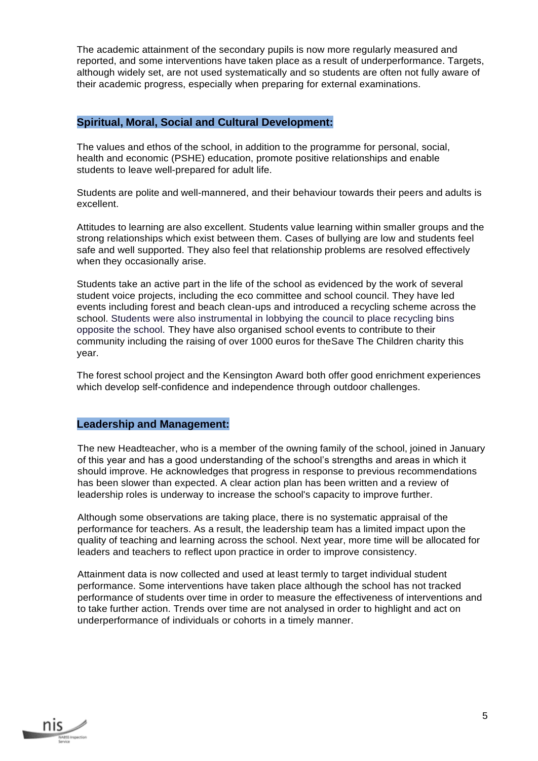The academic attainment of the secondary pupils is now more regularly measured and reported, and some interventions have taken place as a result of underperformance. Targets, although widely set, are not used systematically and so students are often not fully aware of their academic progress, especially when preparing for external examinations.

## Spiritual, Moral, Social and Cultural Development:

The values and ethos of the school, in addition to the programme for personal, social, health and economic (PSHE) education, promote positive relationships and enable students to leave well-prepared for adult life.

Students are polite and well-mannered, and their behaviour towards their peers and adults is excellent.

Attitudes to learning are also excellent. Students value learning within smaller groups and the strong relationships which exist between them. Cases of bullying are low and students feel safe and well supported. They also feel that relationship problems are resolved effectively when they occasionally arise.

Students take an active part in the life of the school as evidenced by the work of several student voice projects, including the eco committee and school council. They have led events including forest and beach clean-ups and introduced a recycling scheme across the school. Students were also instrumental in lobbying the council to place recycling bins opposite the school. They have also organised school events to contribute to their community including the raising of over 1000 euros for theSave The Children charity this year.

The forest school project and the Kensington Award both offer good enrichment experiences which develop self-confidence and independence through outdoor challenges.

## Leadership and Management:

The new Headteacher, who is a member of the owning family of the school, joined in January of this year and has a good understanding of the school's strengths and areas in which it should improve. He acknowledges that progress in response to previous recommendations has been slower than expected. A clear action plan has been written and a review of leadership roles is underway to increase the school's capacity to improve further.

Although some observations are taking place, there is no systematic appraisal of the performance for teachers. As a result, the leadership team has a limited impact upon the quality of teaching and learning across the school. Next year, more time will be allocated for leaders and teachers to reflect upon practice in order to improve consistency.

Attainment data is now collected and used at least termly to target individual student performance. Some interventions have taken place although the school has not tracked performance of students over time in order to measure the effectiveness of interventions and to take further action. Trends over time are not analysed in order to highlight and act on underperformance of individuals or cohorts in a timely manner.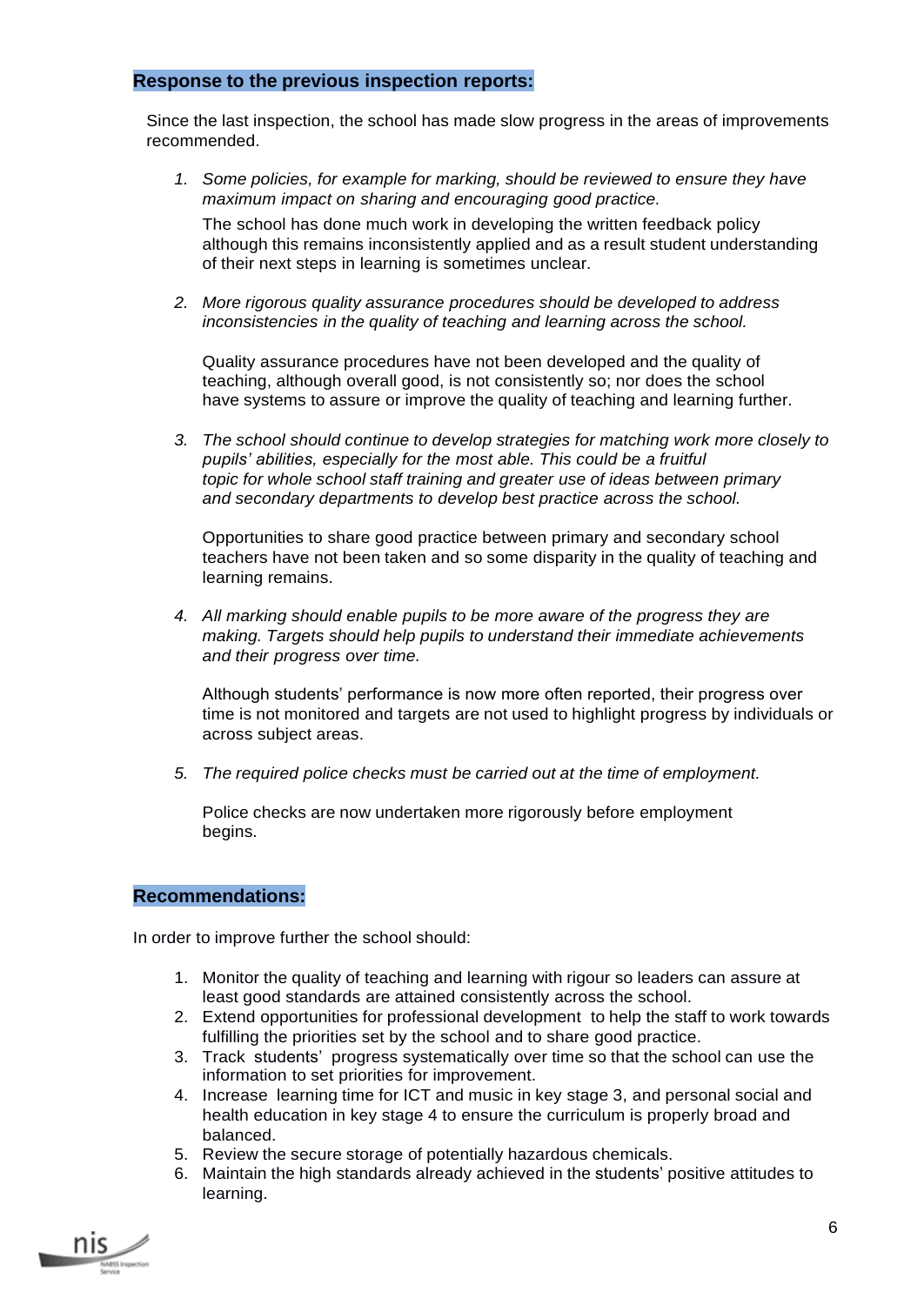## Response to the previous inspection reports:

Since the last inspection, the school has made slow progress in the areas of improvements recommended.

1. *Some policies, for example for marking, should be reviewed to ensure they have maximum impact on sharing and encouraging good practice.*

   The school has done much work in developing the written feedback policy although this remains inconsistently applied and as a result student understanding of their next steps in learning is sometimes unclear.

2. *More rigorous quality assurance procedures should be developed to address inconsistencies in the quality of teaching and learning across the school.*

   Quality assurance procedures have not been developed and the quality of teaching, although overall good, is not consistently so; nor does the school have systems to assure or improve the quality of teaching and learning further.

3. *The school should continue to develop strategies for matching work more closely to pupils' abilities, especially for the most able. This could be a fruitful topic for whole school staff training and greater use of ideas between primary and secondary departments to develop best practice across the school.*

   Opportunities to share good practice between primary and secondary school teachers have not been taken and so some disparity in the quality of teaching and learning remains.

4. *All marking should enable pupils to be more aware of the progress they are making. Targets should help pupils to understand their immediate achievements and their progress over time.*

   Although students' performance is now more often reported, their progress over time is not monitored and targets are not used to highlight progress by individuals or across subject areas.

5. *The required police checks must be carried out at the time of employment.*

   Police checks are now undertaken more rigorously before employment begins.

## Recommendations:

In order to improve further the school should:

1. Monitor the quality of teaching and learning with rigour so leaders can assure at least good standards are attained consistently across the school.
2. Extend opportunities for professional development to help the staff to work towards fulfilling the priorities set by the school and to share good practice.
3. Track students' progress systematically over time so that the school can use the information to set priorities for improvement.
4. Increase learning time for ICT and music in key stage 3, and personal social and health education in key stage 4 to ensure the curriculum is properly broad and balanced.
5. Review the secure storage of potentially hazardous chemicals.
6. Maintain the high standards already achieved in the students' positive attitudes to learning.